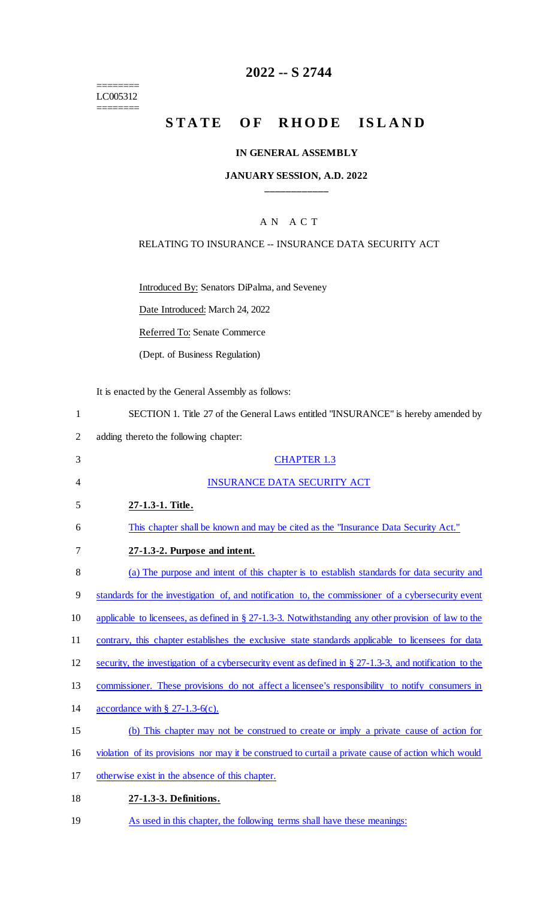# 2022 -- S 2744

LC005312

# STATE OF RHODE ISLAND

### IN GENERAL ASSEMBLY

### JANUARY SESSION, A.D. 2022

## AN ACT

RELATING TO INSURANCE -- INSURANCE DATA SECURITY ACT

Introduced By: Senators DiPalma, and Seveney

Date Introduced: March 24, 2022

Referred To: Senate Commerce

(Dept. of Business Regulation)

It is enacted by the General Assembly as follows:

1 SECTION 1. Title 27 of the General Laws entitled "INSURANCE" is hereby amended by
2 adding thereto the following chapter:

3 CHAPTER 1.3

4 INSURANCE DATA SECURITY ACT

5 **27-1.3-1. Title.**

6 This chapter shall be known and may be cited as the "Insurance Data Security Act."

7 **27-1.3-2. Purpose and intent.**

8 (a) The purpose and intent of this chapter is to establish standards for data security and
9 standards for the investigation of, and notification to, the commissioner of a cybersecurity event
10 applicable to licensees, as defined in § 27-1.3-3. Notwithstanding any other provision of law to the
11 contrary, this chapter establishes the exclusive state standards applicable to licensees for data
12 security, the investigation of a cybersecurity event as defined in § 27-1.3-3, and notification to the
13 commissioner. These provisions do not affect a licensee's responsibility to notify consumers in
14 accordance with § 27-1.3-6(c).

15 (b) This chapter may not be construed to create or imply a private cause of action for
16 violation of its provisions nor may it be construed to curtail a private cause of action which would
17 otherwise exist in the absence of this chapter.

18 **27-1.3-3. Definitions.**

19 As used in this chapter, the following terms shall have these meanings: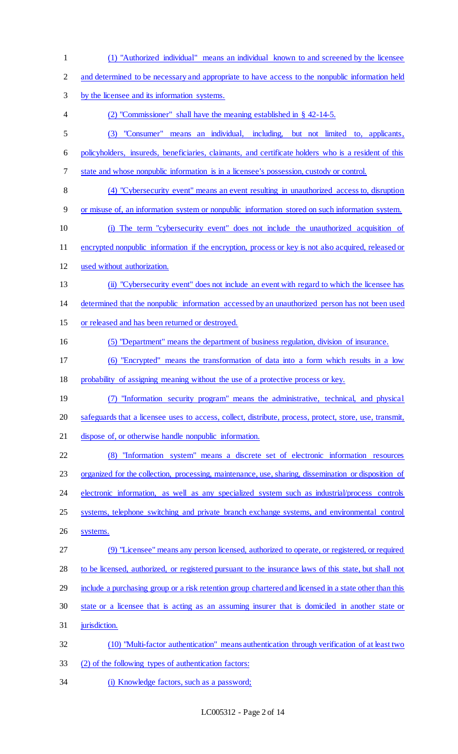(1) "Authorized individual" means an individual known to and screened by the licensee and determined to be necessary and appropriate to have access to the nonpublic information held by the licensee and its information systems.

(2) "Commissioner" shall have the meaning established in § 42-14-5.

(3) "Consumer" means an individual, including, but not limited to, applicants, policyholders, insureds, beneficiaries, claimants, and certificate holders who is a resident of this state and whose nonpublic information is in a licensee's possession, custody or control.

(4) "Cybersecurity event" means an event resulting in unauthorized access to, disruption or misuse of, an information system or nonpublic information stored on such information system.

(i) The term "cybersecurity event" does not include the unauthorized acquisition of encrypted nonpublic information if the encryption, process or key is not also acquired, released or used without authorization.

(ii) "Cybersecurity event" does not include an event with regard to which the licensee has determined that the nonpublic information accessed by an unauthorized person has not been used or released and has been returned or destroyed.

(5) "Department" means the department of business regulation, division of insurance.

(6) "Encrypted" means the transformation of data into a form which results in a low probability of assigning meaning without the use of a protective process or key.

(7) "Information security program" means the administrative, technical, and physical safeguards that a licensee uses to access, collect, distribute, process, protect, store, use, transmit, dispose of, or otherwise handle nonpublic information.

(8) "Information system" means a discrete set of electronic information resources organized for the collection, processing, maintenance, use, sharing, dissemination or disposition of electronic information, as well as any specialized system such as industrial/process controls systems, telephone switching and private branch exchange systems, and environmental control systems.

(9) "Licensee" means any person licensed, authorized to operate, or registered, or required to be licensed, authorized, or registered pursuant to the insurance laws of this state, but shall not include a purchasing group or a risk retention group chartered and licensed in a state other than this state or a licensee that is acting as an assuming insurer that is domiciled in another state or jurisdiction.

(10) "Multi-factor authentication" means authentication through verification of at least two (2) of the following types of authentication factors:

(i) Knowledge factors, such as a password;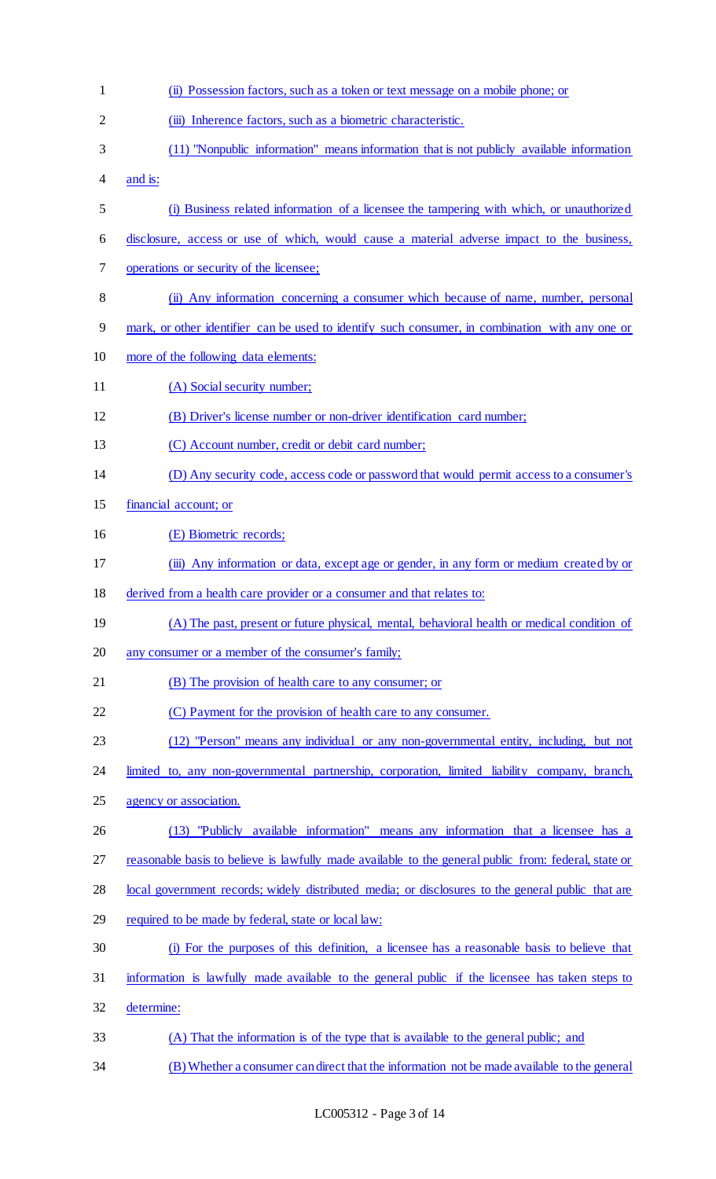(ii) Possession factors, such as a token or text message on a mobile phone; or

(iii) Inherence factors, such as a biometric characteristic.

(11) "Nonpublic information" means information that is not publicly available information and is:

(i) Business related information of a licensee the tampering with which, or unauthorized disclosure, access or use of which, would cause a material adverse impact to the business, operations or security of the licensee;

(ii) Any information concerning a consumer which because of name, number, personal mark, or other identifier can be used to identify such consumer, in combination with any one or more of the following data elements:

(A) Social security number;

(B) Driver's license number or non-driver identification card number;

(C) Account number, credit or debit card number;

(D) Any security code, access code or password that would permit access to a consumer's financial account; or

(E) Biometric records;

(iii) Any information or data, except age or gender, in any form or medium created by or derived from a health care provider or a consumer and that relates to:

(A) The past, present or future physical, mental, behavioral health or medical condition of any consumer or a member of the consumer's family;

(B) The provision of health care to any consumer; or

(C) Payment for the provision of health care to any consumer.

(12) "Person" means any individual or any non-governmental entity, including, but not limited to, any non-governmental partnership, corporation, limited liability company, branch, agency or association.

(13) "Publicly available information" means any information that a licensee has a reasonable basis to believe is lawfully made available to the general public from: federal, state or local government records; widely distributed media; or disclosures to the general public that are required to be made by federal, state or local law:

(i) For the purposes of this definition, a licensee has a reasonable basis to believe that information is lawfully made available to the general public if the licensee has taken steps to determine:

(A) That the information is of the type that is available to the general public; and

(B) Whether a consumer can direct that the information not be made available to the general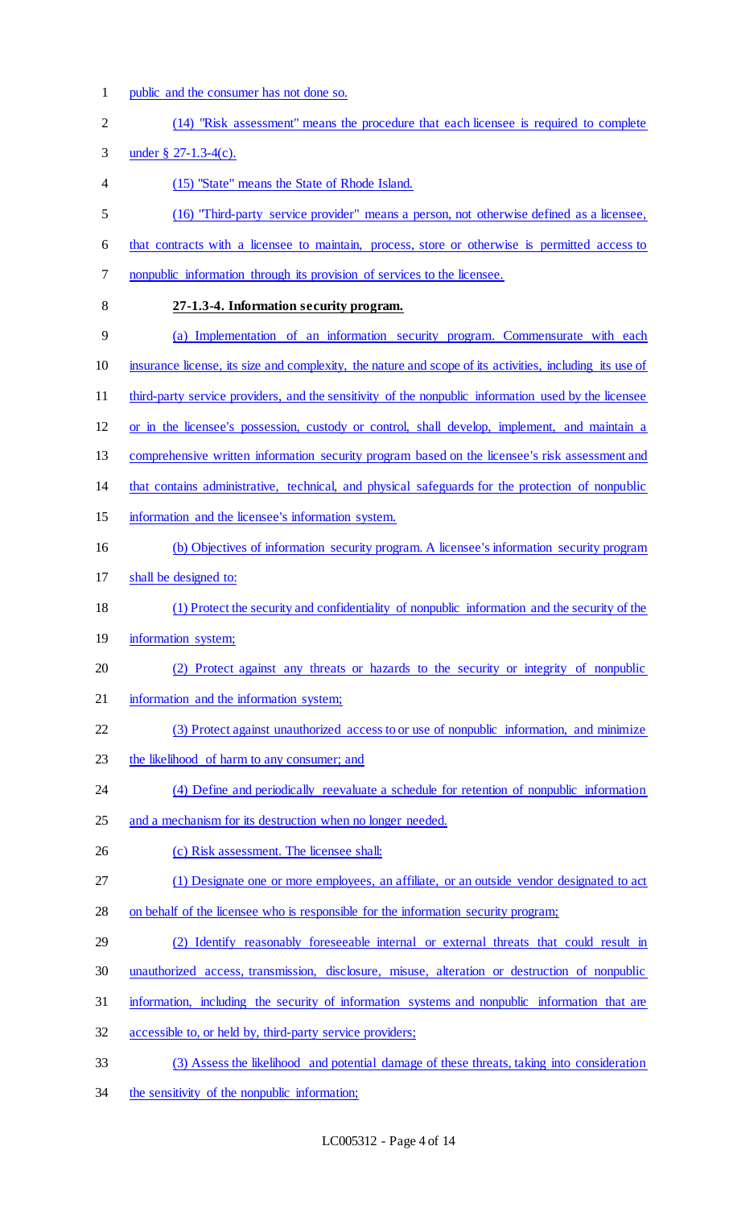public and the consumer has not done so.

(14) "Risk assessment" means the procedure that each licensee is required to complete under § 27-1.3-4(c).

(15) "State" means the State of Rhode Island.

(16) "Third-party service provider" means a person, not otherwise defined as a licensee, that contracts with a licensee to maintain, process, store or otherwise is permitted access to nonpublic information through its provision of services to the licensee.

**27-1.3-4. Information security program.**

(a) Implementation of an information security program. Commensurate with each insurance license, its size and complexity, the nature and scope of its activities, including its use of third-party service providers, and the sensitivity of the nonpublic information used by the licensee or in the licensee's possession, custody or control, shall develop, implement, and maintain a comprehensive written information security program based on the licensee's risk assessment and that contains administrative, technical, and physical safeguards for the protection of nonpublic information and the licensee's information system.

(b) Objectives of information security program. A licensee's information security program shall be designed to:

(1) Protect the security and confidentiality of nonpublic information and the security of the information system;

(2) Protect against any threats or hazards to the security or integrity of nonpublic information and the information system;

(3) Protect against unauthorized access to or use of nonpublic information, and minimize the likelihood of harm to any consumer; and

(4) Define and periodically reevaluate a schedule for retention of nonpublic information and a mechanism for its destruction when no longer needed.

(c) Risk assessment. The licensee shall:

(1) Designate one or more employees, an affiliate, or an outside vendor designated to act on behalf of the licensee who is responsible for the information security program;

(2) Identify reasonably foreseeable internal or external threats that could result in unauthorized access, transmission, disclosure, misuse, alteration or destruction of nonpublic information, including the security of information systems and nonpublic information that are accessible to, or held by, third-party service providers;

(3) Assess the likelihood and potential damage of these threats, taking into consideration the sensitivity of the nonpublic information;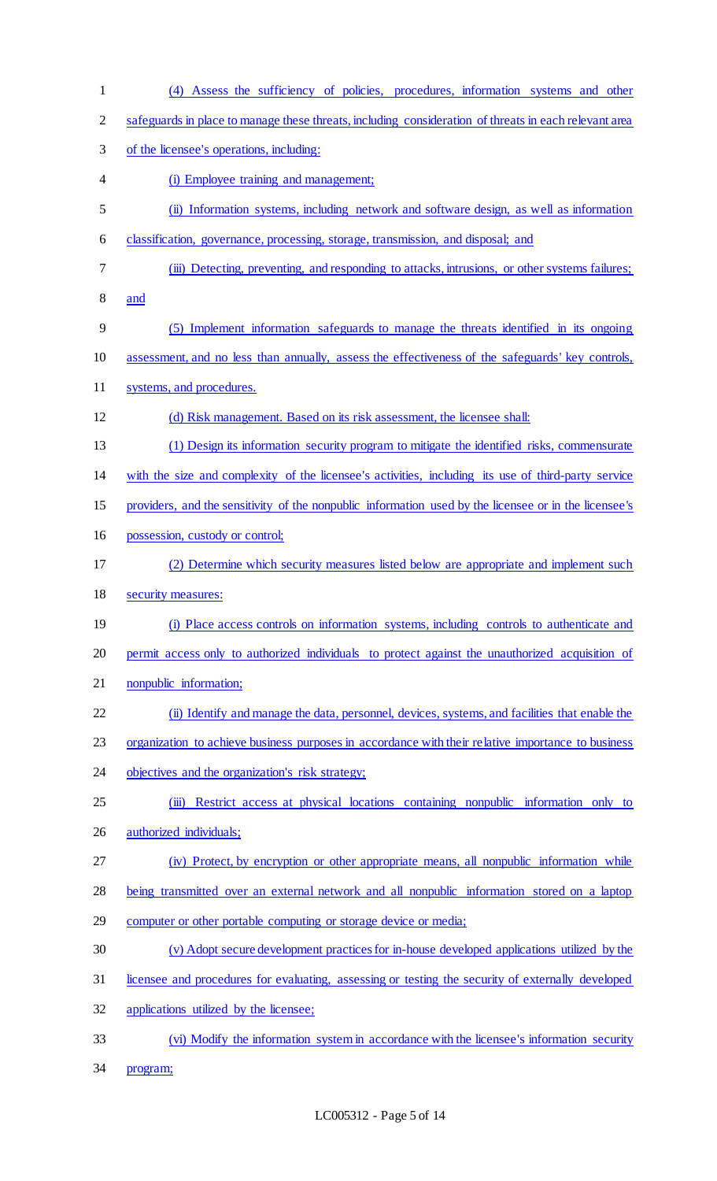(4) Assess the sufficiency of policies, procedures, information systems and other safeguards in place to manage these threats, including consideration of threats in each relevant area of the licensee's operations, including:

(i) Employee training and management;

(ii) Information systems, including network and software design, as well as information classification, governance, processing, storage, transmission, and disposal; and

(iii) Detecting, preventing, and responding to attacks, intrusions, or other systems failures; and

(5) Implement information safeguards to manage the threats identified in its ongoing assessment, and no less than annually, assess the effectiveness of the safeguards' key controls, systems, and procedures.

(d) Risk management. Based on its risk assessment, the licensee shall:

(1) Design its information security program to mitigate the identified risks, commensurate with the size and complexity of the licensee's activities, including its use of third-party service providers, and the sensitivity of the nonpublic information used by the licensee or in the licensee's possession, custody or control;

(2) Determine which security measures listed below are appropriate and implement such security measures:

(i) Place access controls on information systems, including controls to authenticate and permit access only to authorized individuals to protect against the unauthorized acquisition of nonpublic information;

(ii) Identify and manage the data, personnel, devices, systems, and facilities that enable the organization to achieve business purposes in accordance with their relative importance to business objectives and the organization's risk strategy;

(iii) Restrict access at physical locations containing nonpublic information only to authorized individuals;

(iv) Protect, by encryption or other appropriate means, all nonpublic information while being transmitted over an external network and all nonpublic information stored on a laptop computer or other portable computing or storage device or media;

(v) Adopt secure development practices for in-house developed applications utilized by the licensee and procedures for evaluating, assessing or testing the security of externally developed applications utilized by the licensee;

(vi) Modify the information system in accordance with the licensee's information security program;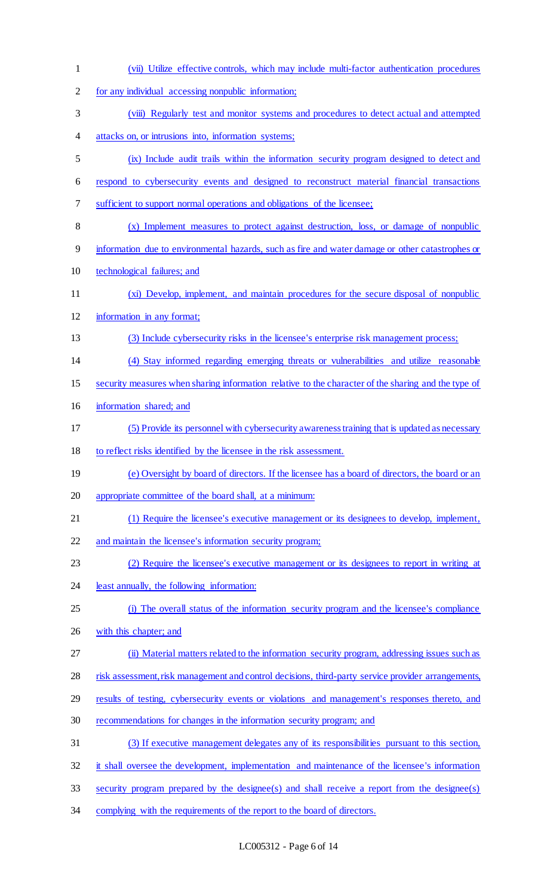(vii) Utilize effective controls, which may include multi-factor authentication procedures for any individual accessing nonpublic information;

(viii) Regularly test and monitor systems and procedures to detect actual and attempted attacks on, or intrusions into, information systems;

(ix) Include audit trails within the information security program designed to detect and respond to cybersecurity events and designed to reconstruct material financial transactions sufficient to support normal operations and obligations of the licensee;

(x) Implement measures to protect against destruction, loss, or damage of nonpublic information due to environmental hazards, such as fire and water damage or other catastrophes or technological failures; and

(xi) Develop, implement, and maintain procedures for the secure disposal of nonpublic information in any format;

(3) Include cybersecurity risks in the licensee's enterprise risk management process;

(4) Stay informed regarding emerging threats or vulnerabilities and utilize reasonable security measures when sharing information relative to the character of the sharing and the type of information shared; and

(5) Provide its personnel with cybersecurity awareness training that is updated as necessary to reflect risks identified by the licensee in the risk assessment.

(e) Oversight by board of directors. If the licensee has a board of directors, the board or an appropriate committee of the board shall, at a minimum:

(1) Require the licensee's executive management or its designees to develop, implement, and maintain the licensee's information security program;

(2) Require the licensee's executive management or its designees to report in writing at least annually, the following information:

(i) The overall status of the information security program and the licensee's compliance with this chapter; and

(ii) Material matters related to the information security program, addressing issues such as risk assessment, risk management and control decisions, third-party service provider arrangements, results of testing, cybersecurity events or violations and management's responses thereto, and recommendations for changes in the information security program; and

(3) If executive management delegates any of its responsibilities pursuant to this section, it shall oversee the development, implementation and maintenance of the licensee's information security program prepared by the designee(s) and shall receive a report from the designee(s) complying with the requirements of the report to the board of directors.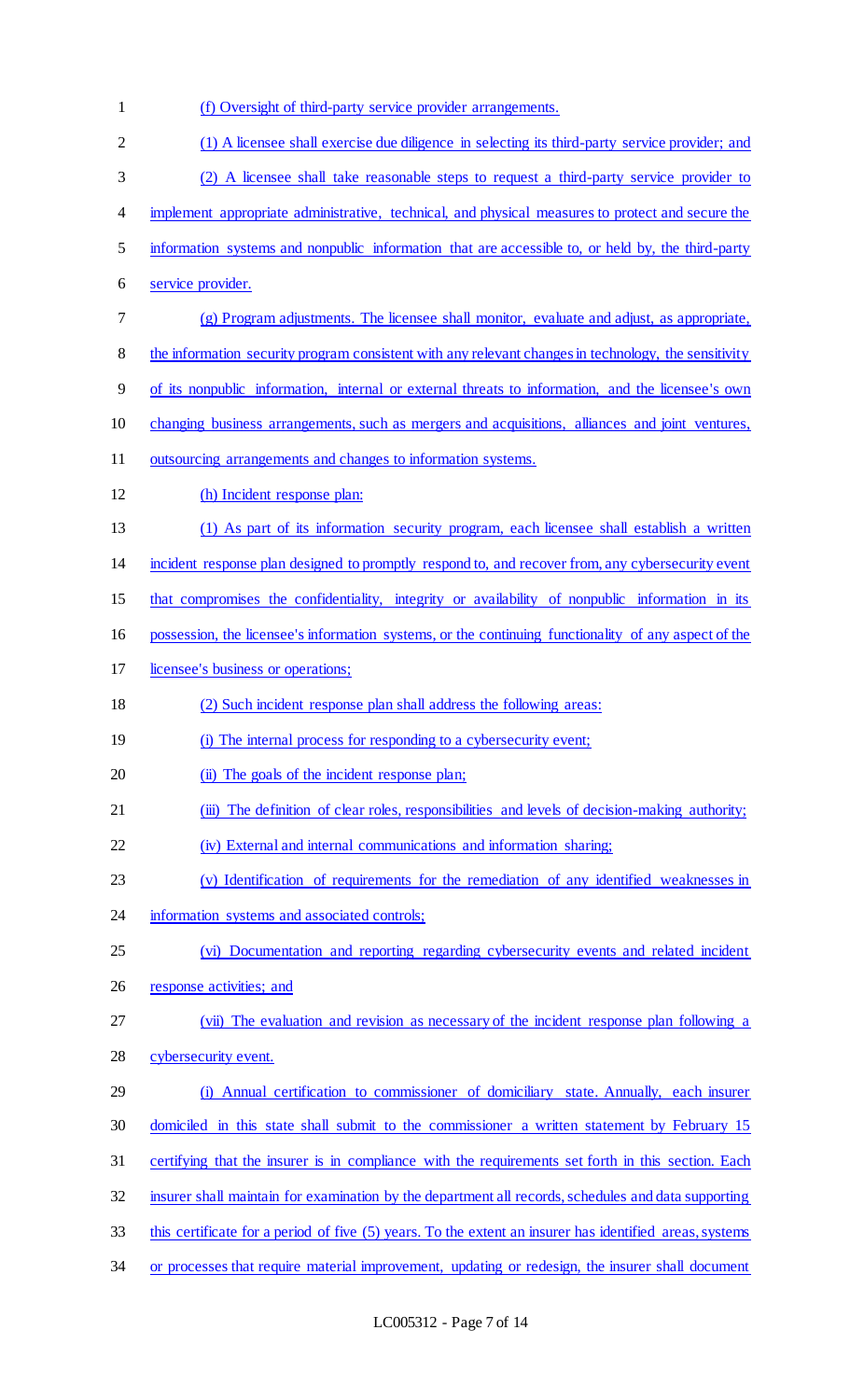(f) Oversight of third-party service provider arrangements.

(1) A licensee shall exercise due diligence in selecting its third-party service provider; and

(2) A licensee shall take reasonable steps to request a third-party service provider to implement appropriate administrative, technical, and physical measures to protect and secure the information systems and nonpublic information that are accessible to, or held by, the third-party service provider.

(g) Program adjustments. The licensee shall monitor, evaluate and adjust, as appropriate, the information security program consistent with any relevant changes in technology, the sensitivity of its nonpublic information, internal or external threats to information, and the licensee's own changing business arrangements, such as mergers and acquisitions, alliances and joint ventures, outsourcing arrangements and changes to information systems.

(h) Incident response plan:

(1) As part of its information security program, each licensee shall establish a written incident response plan designed to promptly respond to, and recover from, any cybersecurity event that compromises the confidentiality, integrity or availability of nonpublic information in its possession, the licensee's information systems, or the continuing functionality of any aspect of the licensee's business or operations;

(2) Such incident response plan shall address the following areas:

(i) The internal process for responding to a cybersecurity event;

(ii) The goals of the incident response plan;

(iii) The definition of clear roles, responsibilities and levels of decision-making authority;

(iv) External and internal communications and information sharing;

(v) Identification of requirements for the remediation of any identified weaknesses in information systems and associated controls;

(vi) Documentation and reporting regarding cybersecurity events and related incident response activities; and

(vii) The evaluation and revision as necessary of the incident response plan following a cybersecurity event.

(i) Annual certification to commissioner of domiciliary state. Annually, each insurer domiciled in this state shall submit to the commissioner a written statement by February 15 certifying that the insurer is in compliance with the requirements set forth in this section. Each insurer shall maintain for examination by the department all records, schedules and data supporting this certificate for a period of five (5) years. To the extent an insurer has identified areas, systems or processes that require material improvement, updating or redesign, the insurer shall document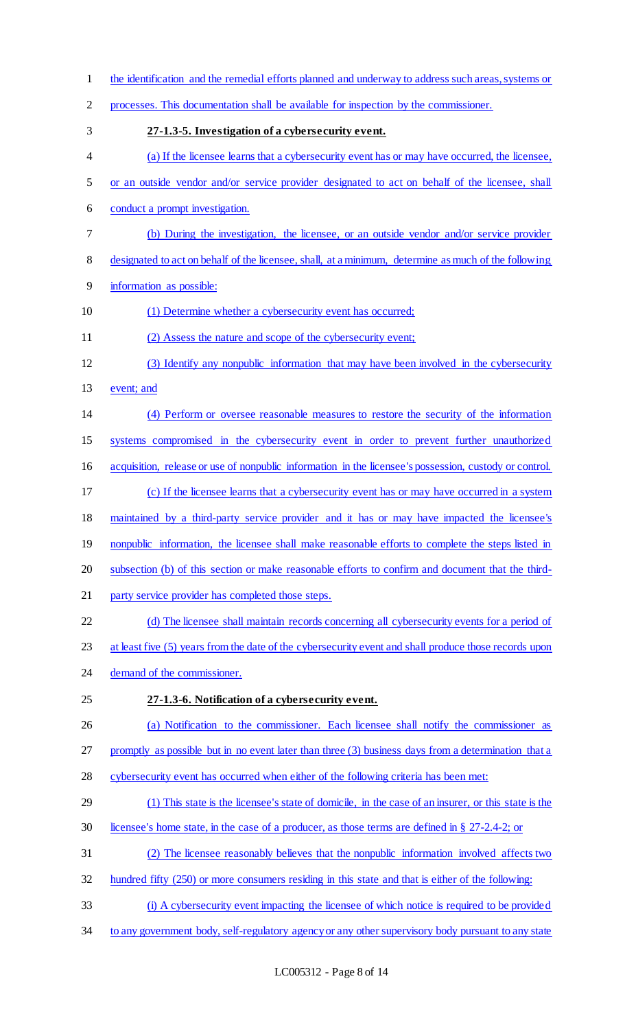the identification and the remedial efforts planned and underway to address such areas, systems or processes. This documentation shall be available for inspection by the commissioner.

**27-1.3-5. Investigation of a cybersecurity event.**

(a) If the licensee learns that a cybersecurity event has or may have occurred, the licensee, or an outside vendor and/or service provider designated to act on behalf of the licensee, shall conduct a prompt investigation.

(b) During the investigation, the licensee, or an outside vendor and/or service provider designated to act on behalf of the licensee, shall, at a minimum, determine as much of the following information as possible:

(1) Determine whether a cybersecurity event has occurred;

(2) Assess the nature and scope of the cybersecurity event;

(3) Identify any nonpublic information that may have been involved in the cybersecurity event; and

(4) Perform or oversee reasonable measures to restore the security of the information systems compromised in the cybersecurity event in order to prevent further unauthorized acquisition, release or use of nonpublic information in the licensee's possession, custody or control.

(c) If the licensee learns that a cybersecurity event has or may have occurred in a system maintained by a third-party service provider and it has or may have impacted the licensee's nonpublic information, the licensee shall make reasonable efforts to complete the steps listed in subsection (b) of this section or make reasonable efforts to confirm and document that the third-party service provider has completed those steps.

(d) The licensee shall maintain records concerning all cybersecurity events for a period of at least five (5) years from the date of the cybersecurity event and shall produce those records upon demand of the commissioner.

**27-1.3-6. Notification of a cybersecurity event.**

(a) Notification to the commissioner. Each licensee shall notify the commissioner as promptly as possible but in no event later than three (3) business days from a determination that a cybersecurity event has occurred when either of the following criteria has been met:

(1) This state is the licensee's state of domicile, in the case of an insurer, or this state is the licensee's home state, in the case of a producer, as those terms are defined in § 27-2.4-2; or

(2) The licensee reasonably believes that the nonpublic information involved affects two hundred fifty (250) or more consumers residing in this state and that is either of the following:

(i) A cybersecurity event impacting the licensee of which notice is required to be provided to any government body, self-regulatory agency or any other supervisory body pursuant to any state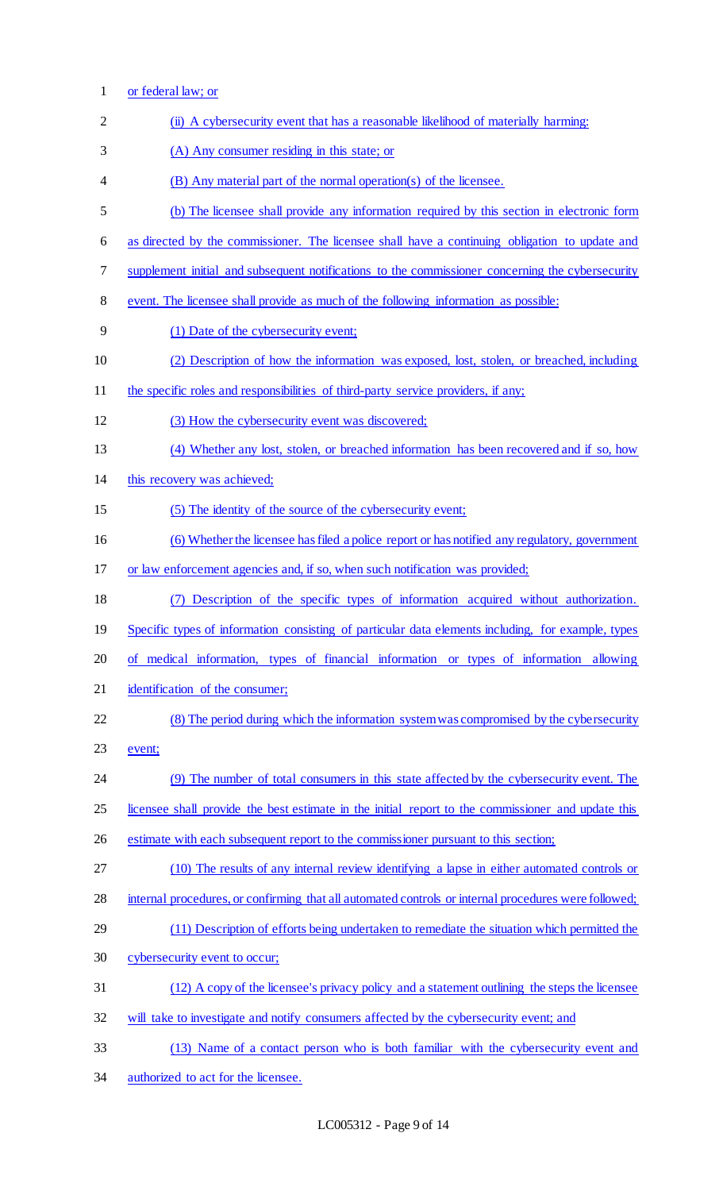or federal law; or

(ii) A cybersecurity event that has a reasonable likelihood of materially harming:

(A) Any consumer residing in this state; or

(B) Any material part of the normal operation(s) of the licensee.

(b) The licensee shall provide any information required by this section in electronic form as directed by the commissioner. The licensee shall have a continuing obligation to update and supplement initial and subsequent notifications to the commissioner concerning the cybersecurity event. The licensee shall provide as much of the following information as possible:

(1) Date of the cybersecurity event;

(2) Description of how the information was exposed, lost, stolen, or breached, including the specific roles and responsibilities of third-party service providers, if any;

(3) How the cybersecurity event was discovered;

(4) Whether any lost, stolen, or breached information has been recovered and if so, how this recovery was achieved;

(5) The identity of the source of the cybersecurity event;

(6) Whether the licensee has filed a police report or has notified any regulatory, government or law enforcement agencies and, if so, when such notification was provided;

(7) Description of the specific types of information acquired without authorization. Specific types of information consisting of particular data elements including, for example, types of medical information, types of financial information or types of information allowing identification of the consumer;

(8) The period during which the information system was compromised by the cybersecurity event;

(9) The number of total consumers in this state affected by the cybersecurity event. The licensee shall provide the best estimate in the initial report to the commissioner and update this estimate with each subsequent report to the commissioner pursuant to this section;

(10) The results of any internal review identifying a lapse in either automated controls or internal procedures, or confirming that all automated controls or internal procedures were followed;

(11) Description of efforts being undertaken to remediate the situation which permitted the cybersecurity event to occur;

(12) A copy of the licensee's privacy policy and a statement outlining the steps the licensee will take to investigate and notify consumers affected by the cybersecurity event; and

(13) Name of a contact person who is both familiar with the cybersecurity event and authorized to act for the licensee.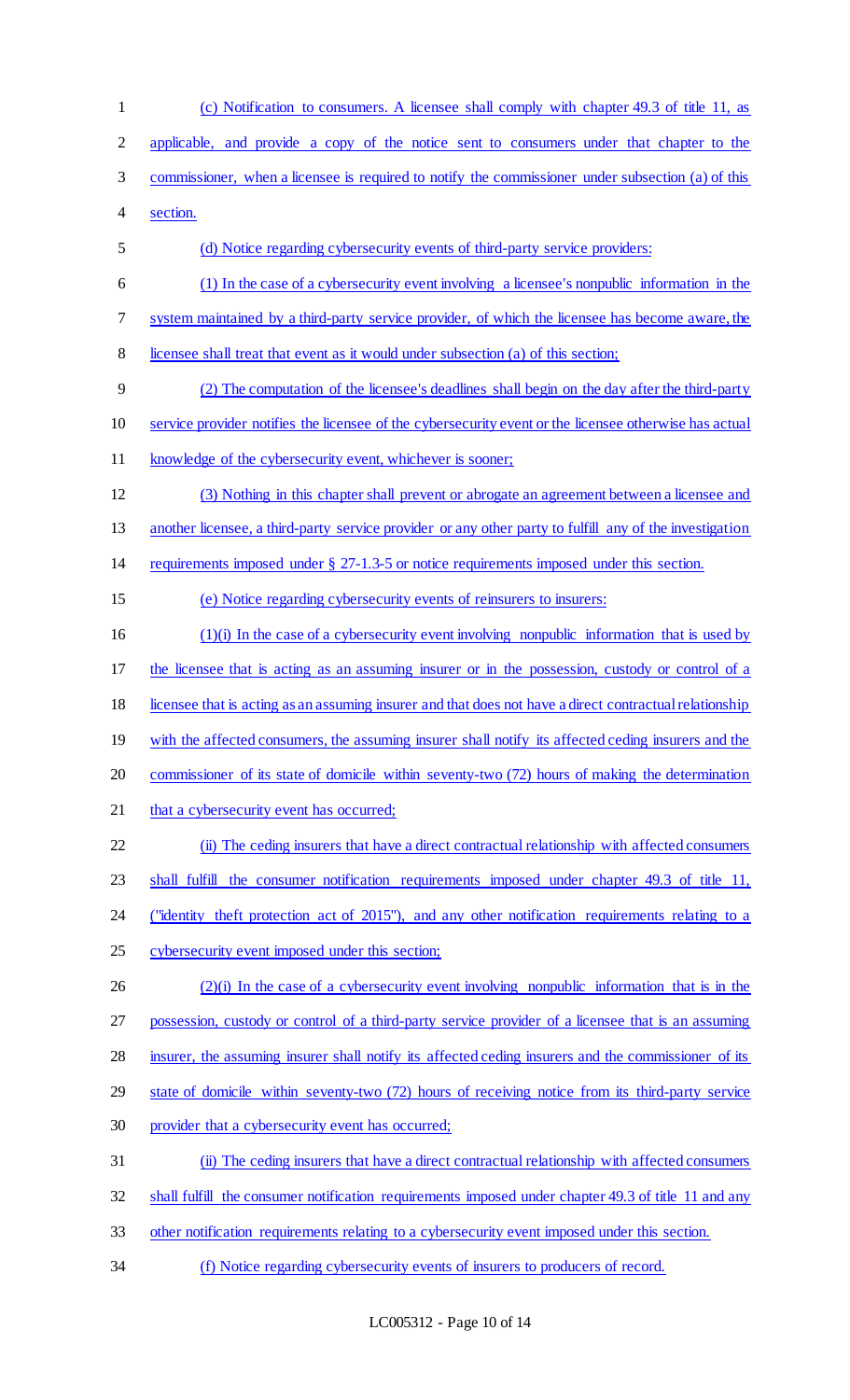(c) Notification to consumers. A licensee shall comply with chapter 49.3 of title 11, as applicable, and provide a copy of the notice sent to consumers under that chapter to the commissioner, when a licensee is required to notify the commissioner under subsection (a) of this section.

(d) Notice regarding cybersecurity events of third-party service providers:

(1) In the case of a cybersecurity event involving a licensee's nonpublic information in the system maintained by a third-party service provider, of which the licensee has become aware, the licensee shall treat that event as it would under subsection (a) of this section;

(2) The computation of the licensee's deadlines shall begin on the day after the third-party service provider notifies the licensee of the cybersecurity event or the licensee otherwise has actual knowledge of the cybersecurity event, whichever is sooner;

(3) Nothing in this chapter shall prevent or abrogate an agreement between a licensee and another licensee, a third-party service provider or any other party to fulfill any of the investigation requirements imposed under § 27-1.3-5 or notice requirements imposed under this section.

(e) Notice regarding cybersecurity events of reinsurers to insurers:

(1)(i) In the case of a cybersecurity event involving nonpublic information that is used by the licensee that is acting as an assuming insurer or in the possession, custody or control of a licensee that is acting as an assuming insurer and that does not have a direct contractual relationship with the affected consumers, the assuming insurer shall notify its affected ceding insurers and the commissioner of its state of domicile within seventy-two (72) hours of making the determination that a cybersecurity event has occurred;

(ii) The ceding insurers that have a direct contractual relationship with affected consumers shall fulfill the consumer notification requirements imposed under chapter 49.3 of title 11, ("identity theft protection act of 2015"), and any other notification requirements relating to a cybersecurity event imposed under this section;

(2)(i) In the case of a cybersecurity event involving nonpublic information that is in the possession, custody or control of a third-party service provider of a licensee that is an assuming insurer, the assuming insurer shall notify its affected ceding insurers and the commissioner of its state of domicile within seventy-two (72) hours of receiving notice from its third-party service provider that a cybersecurity event has occurred;

(ii) The ceding insurers that have a direct contractual relationship with affected consumers shall fulfill the consumer notification requirements imposed under chapter 49.3 of title 11 and any other notification requirements relating to a cybersecurity event imposed under this section.

(f) Notice regarding cybersecurity events of insurers to producers of record.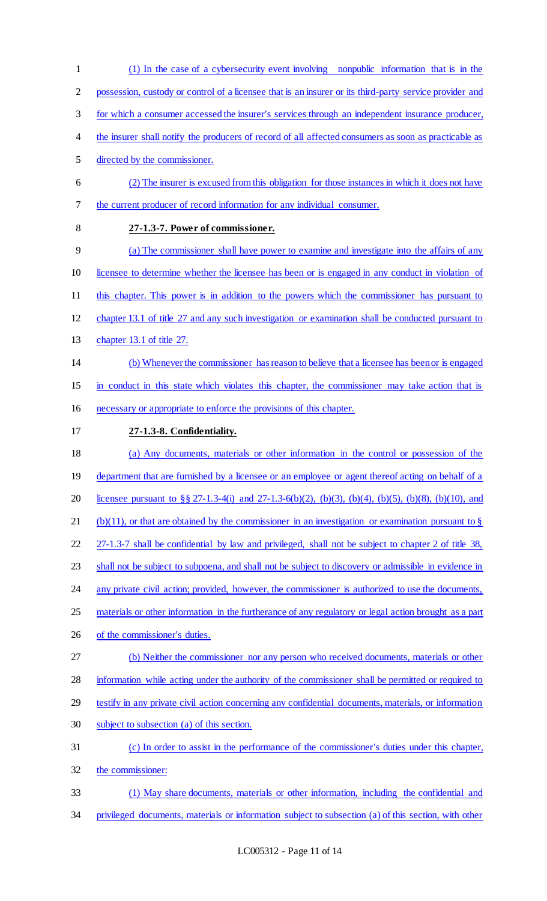(1) In the case of a cybersecurity event involving nonpublic information that is in the possession, custody or control of a licensee that is an insurer or its third-party service provider and for which a consumer accessed the insurer's services through an independent insurance producer, the insurer shall notify the producers of record of all affected consumers as soon as practicable as directed by the commissioner.

(2) The insurer is excused from this obligation for those instances in which it does not have the current producer of record information for any individual consumer.

**27-1.3-7. Power of commissioner.**

(a) The commissioner shall have power to examine and investigate into the affairs of any licensee to determine whether the licensee has been or is engaged in any conduct in violation of this chapter. This power is in addition to the powers which the commissioner has pursuant to chapter 13.1 of title 27 and any such investigation or examination shall be conducted pursuant to chapter 13.1 of title 27.

(b) Whenever the commissioner has reason to believe that a licensee has been or is engaged in conduct in this state which violates this chapter, the commissioner may take action that is necessary or appropriate to enforce the provisions of this chapter.

**27-1.3-8. Confidentiality.**

(a) Any documents, materials or other information in the control or possession of the department that are furnished by a licensee or an employee or agent thereof acting on behalf of a licensee pursuant to §§ 27-1.3-4(i) and 27-1.3-6(b)(2), (b)(3), (b)(4), (b)(5), (b)(8), (b)(10), and (b)(11), or that are obtained by the commissioner in an investigation or examination pursuant to § 27-1.3-7 shall be confidential by law and privileged, shall not be subject to chapter 2 of title 38, shall not be subject to subpoena, and shall not be subject to discovery or admissible in evidence in any private civil action; provided, however, the commissioner is authorized to use the documents, materials or other information in the furtherance of any regulatory or legal action brought as a part of the commissioner's duties.

(b) Neither the commissioner nor any person who received documents, materials or other information while acting under the authority of the commissioner shall be permitted or required to testify in any private civil action concerning any confidential documents, materials, or information subject to subsection (a) of this section.

(c) In order to assist in the performance of the commissioner's duties under this chapter, the commissioner:

(1) May share documents, materials or other information, including the confidential and privileged documents, materials or information subject to subsection (a) of this section, with other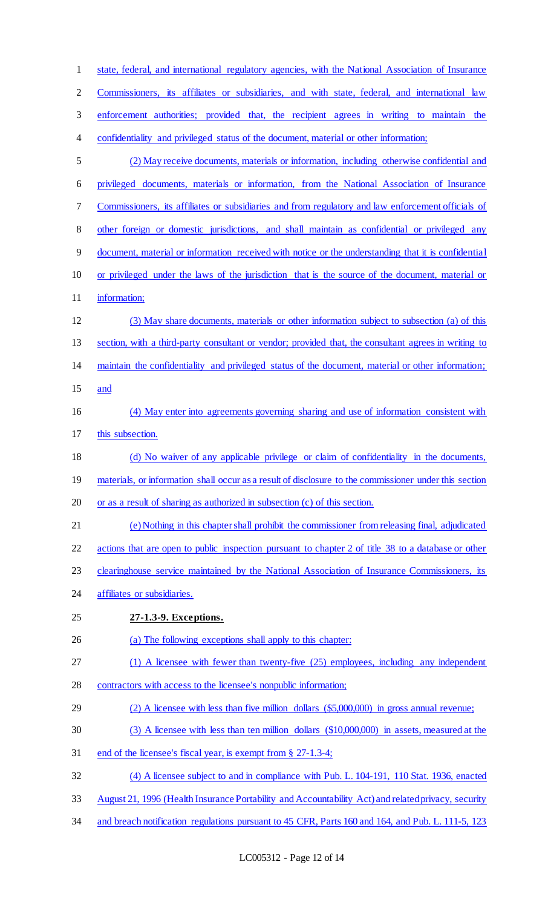state, federal, and international regulatory agencies, with the National Association of Insurance Commissioners, its affiliates or subsidiaries, and with state, federal, and international law enforcement authorities; provided that, the recipient agrees in writing to maintain the confidentiality and privileged status of the document, material or other information;

(2) May receive documents, materials or information, including otherwise confidential and privileged documents, materials or information, from the National Association of Insurance Commissioners, its affiliates or subsidiaries and from regulatory and law enforcement officials of other foreign or domestic jurisdictions, and shall maintain as confidential or privileged any document, material or information received with notice or the understanding that it is confidential or privileged under the laws of the jurisdiction that is the source of the document, material or information;

(3) May share documents, materials or other information subject to subsection (a) of this section, with a third-party consultant or vendor; provided that, the consultant agrees in writing to maintain the confidentiality and privileged status of the document, material or other information; and

(4) May enter into agreements governing sharing and use of information consistent with this subsection.

(d) No waiver of any applicable privilege or claim of confidentiality in the documents, materials, or information shall occur as a result of disclosure to the commissioner under this section or as a result of sharing as authorized in subsection (c) of this section.

(e) Nothing in this chapter shall prohibit the commissioner from releasing final, adjudicated actions that are open to public inspection pursuant to chapter 2 of title 38 to a database or other clearinghouse service maintained by the National Association of Insurance Commissioners, its affiliates or subsidiaries.

**27-1.3-9. Exceptions.**

(a) The following exceptions shall apply to this chapter:

(1) A licensee with fewer than twenty-five (25) employees, including any independent contractors with access to the licensee's nonpublic information;

(2) A licensee with less than five million dollars ($5,000,000) in gross annual revenue;

(3) A licensee with less than ten million dollars ($10,000,000) in assets, measured at the end of the licensee's fiscal year, is exempt from § 27-1.3-4;

(4) A licensee subject to and in compliance with Pub. L. 104-191, 110 Stat. 1936, enacted August 21, 1996 (Health Insurance Portability and Accountability Act) and related privacy, security and breach notification regulations pursuant to 45 CFR, Parts 160 and 164, and Pub. L. 111-5, 123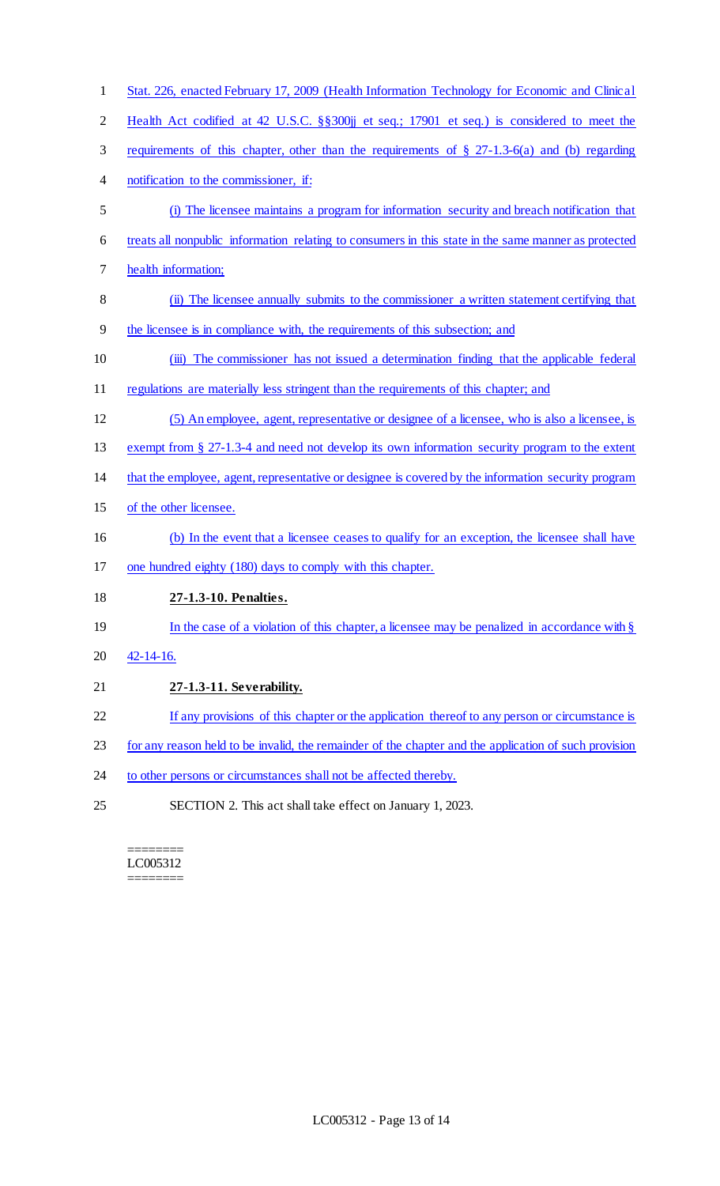Stat. 226, enacted February 17, 2009 (Health Information Technology for Economic and Clinical Health Act codified at 42 U.S.C. §§300jj et seq.; 17901 et seq.) is considered to meet the requirements of this chapter, other than the requirements of § 27-1.3-6(a) and (b) regarding notification to the commissioner, if:

(i) The licensee maintains a program for information security and breach notification that treats all nonpublic information relating to consumers in this state in the same manner as protected health information;

(ii) The licensee annually submits to the commissioner a written statement certifying that the licensee is in compliance with, the requirements of this subsection; and

(iii) The commissioner has not issued a determination finding that the applicable federal regulations are materially less stringent than the requirements of this chapter; and

(5) An employee, agent, representative or designee of a licensee, who is also a licensee, is exempt from § 27-1.3-4 and need not develop its own information security program to the extent that the employee, agent, representative or designee is covered by the information security program of the other licensee.

(b) In the event that a licensee ceases to qualify for an exception, the licensee shall have one hundred eighty (180) days to comply with this chapter.

**27-1.3-10. Penalties.**

In the case of a violation of this chapter, a licensee may be penalized in accordance with § 42-14-16.

**27-1.3-11. Severability.**

If any provisions of this chapter or the application thereof to any person or circumstance is for any reason held to be invalid, the remainder of the chapter and the application of such provision to other persons or circumstances shall not be affected thereby.

SECTION 2. This act shall take effect on January 1, 2023.

========
LC005312
========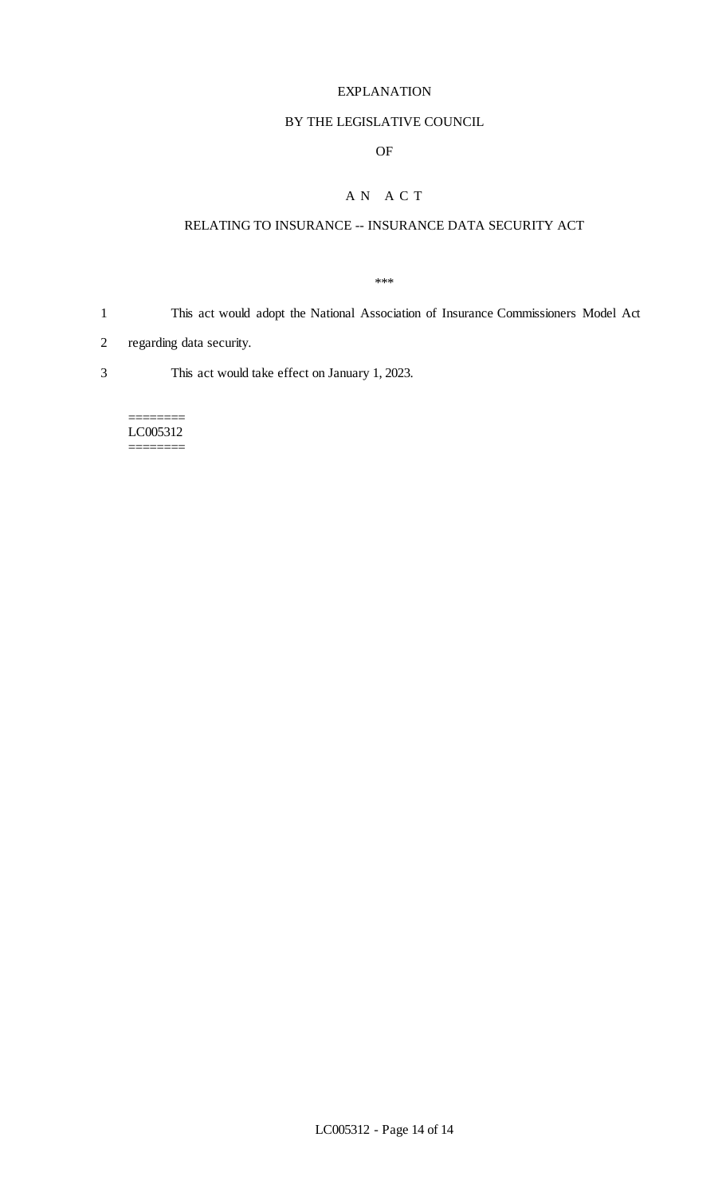EXPLANATION

BY THE LEGISLATIVE COUNCIL

OF

A N A C T

RELATING TO INSURANCE -- INSURANCE DATA SECURITY ACT

\*\*\*

This act would adopt the National Association of Insurance Commissioners Model Act regarding data security.

This act would take effect on January 1, 2023.

========
LC005312
========